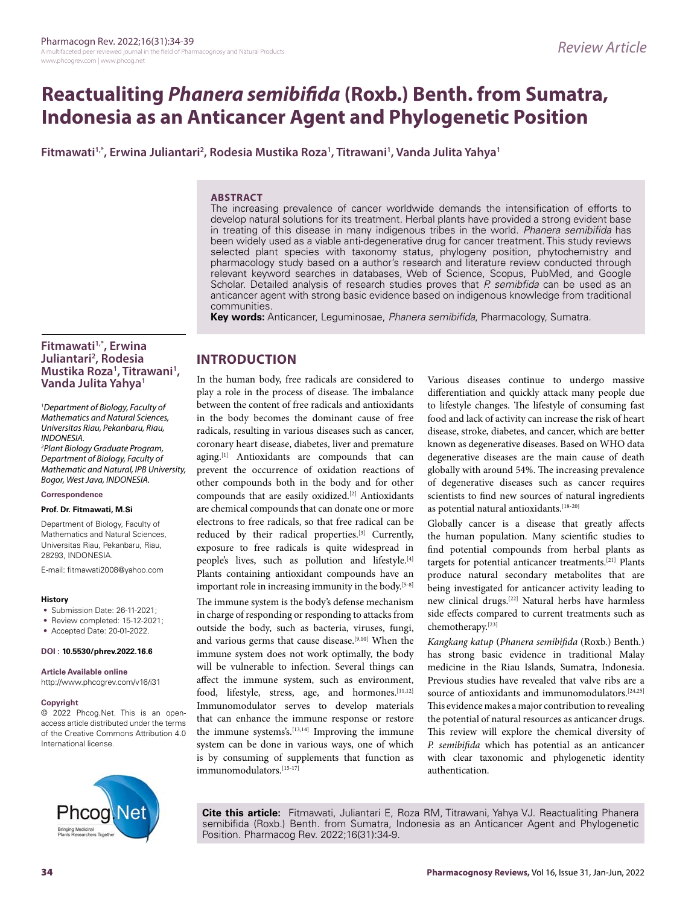# Reactualiting *Phanera semibifida* (Roxb.) Benth. from Sumatra, Indonesia as an Anticancer Agent and Phylogenetic Position

**Fitmawati[1,*], Erwina Juliantari[2], Rodesia Mustika Roza[1], Titrawani[1], Vanda Julita Yahya[1]**

## ABSTRACT

The increasing prevalence of cancer worldwide demands the intensification of efforts to develop natural solutions for its treatment. Herbal plants have provided a strong evident base in treating of this disease in many indigenous tribes in the world. *Phanera semibifida* has been widely used as a viable anti-degenerative drug for cancer treatment. This study reviews selected plant species with taxonomy status, phylogeny position, phytochemistry and pharmacology study based on a author's research and literature review conducted through relevant keyword searches in databases, Web of Science, Scopus, PubMed, and Google Scholar. Detailed analysis of research studies proves that *P. semibfida* can be used as an anticancer agent with strong basic evidence based on indigenous knowledge from traditional communities.

**Key words:** Anticancer, Leguminosae, *Phanera semibifida*, Pharmacology, Sumatra.

**Fitmawati[1,*], Erwina Juliantari[2], Rodesia Mustika Roza[1], Titrawani[1], Vanda Julita Yahya[1]**

*[1]Department of Biology, Faculty of Mathematics and Natural Sciences, Universitas Riau, Pekanbaru, Riau, INDONESIA.*
*[2]Plant Biology Graduate Program, Department of Biology, Faculty of Mathematic and Natural, IPB University, Bogor, West Java, INDONESIA.*

**Correspondence**

**Prof. Dr. Fitmawati, M.Si**

Department of Biology, Faculty of Mathematics and Natural Sciences, Universitas Riau, Pekanbaru, Riau, 28293, INDONESIA.

E-mail: fitmawati2008@yahoo.com

**History**

- Submission Date: 26-11-2021;
- Review completed: 15-12-2021;
- Accepted Date: 20-01-2022.

**DOI : 10.5530/phrev.2022.16.6**

**Article Available online**

http://www.phcogrev.com/v16/i31

**Copyright**

© 2022 Phcog.Net. This is an open-access article distributed under the terms of the Creative Commons Attribution 4.0 International license.

## INTRODUCTION

In the human body, free radicals are considered to play a role in the process of disease. The imbalance between the content of free radicals and antioxidants in the body becomes the dominant cause of free radicals, resulting in various diseases such as cancer, coronary heart disease, diabetes, liver and premature aging.[1] Antioxidants are compounds that can prevent the occurrence of oxidation reactions of other compounds both in the body and for other compounds that are easily oxidized.[2] Antioxidants are chemical compounds that can donate one or more electrons to free radicals, so that free radical can be reduced by their radical properties.[3] Currently, exposure to free radicals is quite widespread in people's lives, such as pollution and lifestyle.[4] Plants containing antioxidant compounds have an important role in increasing immunity in the body.[5-8]

The immune system is the body's defense mechanism in charge of responding or responding to attacks from outside the body, such as bacteria, viruses, fungi, and various germs that cause disease.[9,10] When the immune system does not work optimally, the body will be vulnerable to infection. Several things can affect the immune system, such as environment, food, lifestyle, stress, age, and hormones.[11,12] Immunomodulator serves to develop materials that can enhance the immune response or restore the immune systems's.[13,14] Improving the immune system can be done in various ways, one of which is by consuming of supplements that function as immunomodulators.[15-17]

Various diseases continue to undergo massive differentiation and quickly attack many people due to lifestyle changes. The lifestyle of consuming fast food and lack of activity can increase the risk of heart disease, stroke, diabetes, and cancer, which are better known as degenerative diseases. Based on WHO data degenerative diseases are the main cause of death globally with around 54%. The increasing prevalence of degenerative diseases such as cancer requires scientists to find new sources of natural ingredients as potential natural antioxidants.[18-20]

Globally cancer is a disease that greatly affects the human population. Many scientific studies to find potential compounds from herbal plants as targets for potential anticancer treatments.[21] Plants produce natural secondary metabolites that are being investigated for anticancer activity leading to new clinical drugs.[22] Natural herbs have harmless side effects compared to current treatments such as chemotherapy.[23]

*Kangkang katup* (*Phanera semibifida* (Roxb.) Benth.) has strong basic evidence in traditional Malay medicine in the Riau Islands, Sumatra, Indonesia. Previous studies have revealed that valve ribs are a source of antioxidants and immunomodulators.[24,25] This evidence makes a major contribution to revealing the potential of natural resources as anticancer drugs. This review will explore the chemical diversity of *P. semibifida* which has potential as an anticancer with clear taxonomic and phylogenetic identity authentication.

**Cite this article:** Fitmawati, Juliantari E, Roza RM, Titrawani, Yahya VJ. Reactualiting Phanera semibifida (Roxb.) Benth. from Sumatra, Indonesia as an Anticancer Agent and Phylogenetic Position. Pharmacog Rev. 2022;16(31):34-9.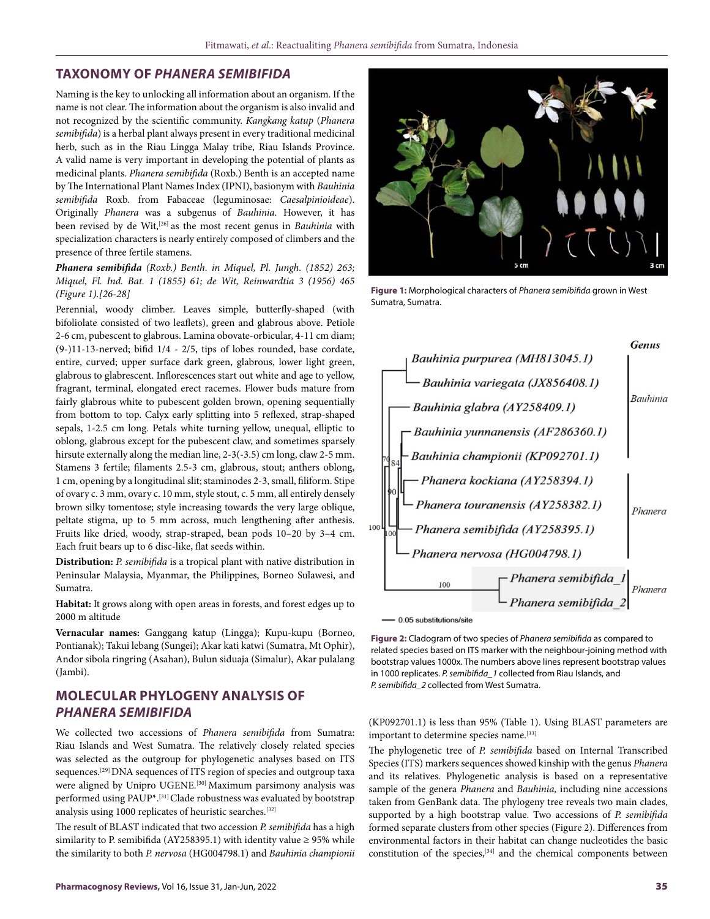## TAXONOMY OF *PHANERA SEMIBIFIDA*

Naming is the key to unlocking all information about an organism. If the name is not clear. The information about the organism is also invalid and not recognized by the scientific community. *Kangkang katup* (*Phanera semibifida*) is a herbal plant always present in every traditional medicinal herb, such as in the Riau Lingga Malay tribe, Riau Islands Province. A valid name is very important in developing the potential of plants as medicinal plants. *Phanera semibifida* (Roxb.) Benth is an accepted name by The International Plant Names Index (IPNI), basionym with *Bauhinia semibifida* Roxb. from Fabaceae (leguminosae: *Caesalpinioideae*). Originally *Phanera* was a subgenus of *Bauhinia*. However, it has been revised by de Wit,[26] as the most recent genus in *Bauhinia* with specialization characters is nearly entirely composed of climbers and the presence of three fertile stamens.

***Phanera semibifida*** *(Roxb.) Benth. in Miquel, Pl. Jungh. (1852) 263; Miquel, Fl. Ind. Bat. 1 (1855) 61; de Wit, Reinwardtia 3 (1956) 465 (Figure 1).[26-28]*

Perennial, woody climber. Leaves simple, butterfly-shaped (with bifoliolate consisted of two leaflets), green and glabrous above. Petiole 2-6 cm, pubescent to glabrous. Lamina obovate-orbicular, 4-11 cm diam; (9-)11-13-nerved; bifid 1/4 - 2/5, tips of lobes rounded, base cordate, entire, curved; upper surface dark green, glabrous, lower light green, glabrous to glabrescent. Inflorescences start out white and age to yellow, fragrant, terminal, elongated erect racemes. Flower buds mature from fairly glabrous white to pubescent golden brown, opening sequentially from bottom to top. Calyx early splitting into 5 reflexed, strap-shaped sepals, 1-2.5 cm long. Petals white turning yellow, unequal, elliptic to oblong, glabrous except for the pubescent claw, and sometimes sparsely hirsute externally along the median line, 2-3(-3.5) cm long, claw 2-5 mm. Stamens 3 fertile; filaments 2.5-3 cm, glabrous, stout; anthers oblong, 1 cm, opening by a longitudinal slit; staminodes 2-3, small, filiform. Stipe of ovary c. 3 mm, ovary c. 10 mm, style stout, c. 5 mm, all entirely densely brown silky tomentose; style increasing towards the very large oblique, peltate stigma, up to 5 mm across, much lengthening after anthesis. Fruits like dried, woody, strap-straped, bean pods 10–20 by 3–4 cm. Each fruit bears up to 6 disc-like, flat seeds within.

**Distribution:** *P. semibifida* is a tropical plant with native distribution in Peninsular Malaysia, Myanmar, the Philippines, Borneo Sulawesi, and Sumatra.

**Habitat:** It grows along with open areas in forests, and forest edges up to 2000 m altitude

**Vernacular names:** Ganggang katup (Lingga); Kupu-kupu (Borneo, Pontianak); Takui lebang (Sungei); Akar kati katwi (Sumatra, Mt Ophir), Andor sibola ringring (Asahan), Bulun siduaja (Simalur), Akar pulalang (Jambi).

Figure 1: Morphological characters of *Phanera semibifida* grown in West Sumatra, Sumatra.

## MOLECULAR PHYLOGENY ANALYSIS OF *PHANERA SEMIBIFIDA*

We collected two accessions of *Phanera semibifida* from Sumatra: Riau Islands and West Sumatra. The relatively closely related species was selected as the outgroup for phylogenetic analyses based on ITS sequences.[29] DNA sequences of ITS region of species and outgroup taxa were aligned by Unipro UGENE.[30] Maximum parsimony analysis was performed using PAUP*.[31] Clade robustness was evaluated by bootstrap analysis using 1000 replicates of heuristic searches.[32]

The result of BLAST indicated that two accession *P. semibifida* has a high similarity to P. semibifida (AY258395.1) with identity value ≥ 95% while the similarity to both *P. nervosa* (HG004798.1) and *Bauhinia championii* (KP092701.1) is less than 95% (Table 1). Using BLAST parameters are important to determine species name.[33]

Figure 2: Cladogram of two species of *Phanera semibifida* as compared to related species based on ITS marker with the neighbour-joining method with bootstrap values 1000x. The numbers above lines represent bootstrap values in 1000 replicates. *P. semibifida_1* collected from Riau Islands, and *P. semibifida_2* collected from West Sumatra.

The phylogenetic tree of *P. semibifida* based on Internal Transcribed Species (ITS) markers sequences showed kinship with the genus *Phanera* and its relatives. Phylogenetic analysis is based on a representative sample of the genera *Phanera* and *Bauhinia,* including nine accessions taken from GenBank data. The phylogeny tree reveals two main clades, supported by a high bootstrap value. Two accessions of *P. semibifida* formed separate clusters from other species (Figure 2). Differences from environmental factors in their habitat can change nucleotides the basic constitution of the species,[34] and the chemical components between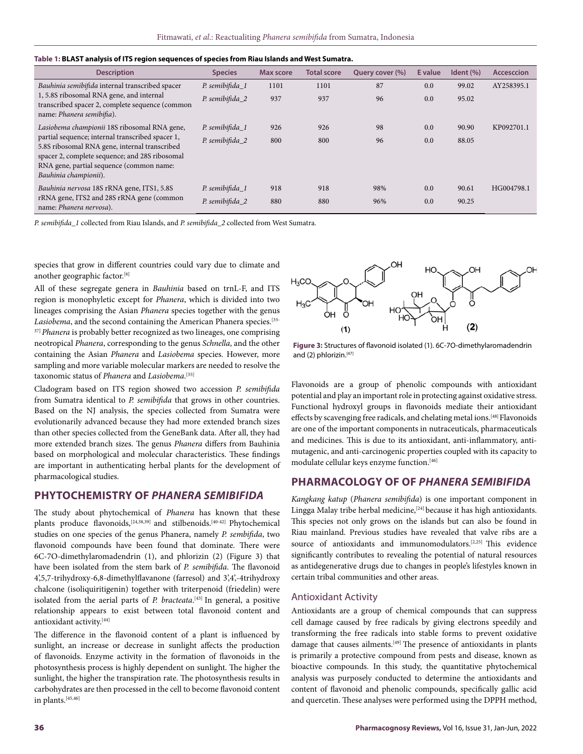**Table 1: BLAST analysis of ITS region sequences of species from Riau Islands and West Sumatra.**

| Description | Species | Max score | Total score | Query cover (%) | E value | Ident (%) | Accesccion |
|---|---|---|---|---|---|---|---|
| *Bauhinia semibifida* internal transcribed spacer 1, 5.8S ribosomal RNA gene, and internal transcribed spacer 2, complete sequence (common name: *Phanera semibifia*). | *P. semibifida_1* | 1101 | 1101 | 87 | 0.0 | 99.02 | AY258395.1 |
| | *P. semibifida_2* | 937 | 937 | 96 | 0.0 | 95.02 | |
| *Lasiobema championii* 18S ribosomal RNA gene, partial sequence; internal transcribed spacer 1, 5.8S ribosomal RNA gene, internal transcribed spacer 2, complete sequence; and 28S ribosomal RNA gene, partial sequence (common name: *Bauhinia championii*). | *P. semibifida_1* | 926 | 926 | 98 | 0.0 | 90.90 | KP092701.1 |
| | *P. semibifida_2* | 800 | 800 | 96 | 0.0 | 88.05 | |
| *Bauhinia nervosa* 18S rRNA gene, ITS1, 5.8S rRNA gene, ITS2 and 28S rRNA gene (common name: *Phanera nervosa*). | *P. semibifida_1* | 918 | 918 | 98% | 0.0 | 90.61 | HG004798.1 |
| | *P. semibifida_2* | 880 | 880 | 96% | 0.0 | 90.25 | |

*P. semibifida_1* collected from Riau Islands, and *P. semibifida_2* collected from West Sumatra.

species that grow in different countries could vary due to climate and another geographic factor.[6]

All of these segregate genera in *Bauhinia* based on trnL-F, and ITS region is monophyletic except for *Phanera*, which is divided into two lineages comprising the Asian *Phanera* species together with the genus *Lasiobema*, and the second containing the American Phanera species.[35-37] *Phanera* is probably better recognized as two lineages, one comprising neotropical *Phanera*, corresponding to the genus *Schnella*, and the other containing the Asian *Phanera* and *Lasiobema* species. However, more sampling and more variable molecular markers are needed to resolve the taxonomic status of *Phanera* and *Lasiobema*.[35]

Cladogram based on ITS region showed two accession *P. semibifida* from Sumatra identical to *P. semibifida* that grows in other countries. Based on the NJ analysis, the species collected from Sumatra were evolutionarily advanced because they had more extended branch sizes than other species collected from the GeneBank data. After all, they had more extended branch sizes. The genus *Phanera* differs from Bauhinia based on morphological and molecular characteristics. These findings are important in authenticating herbal plants for the development of pharmacological studies.

## PHYTOCHEMISTRY OF *PHANERA SEMIBIFIDA*

The study about phytochemical of *Phanera* has known that these plants produce flavonoids,[24,38,39] and stilbenoids.[40-42] Phytochemical studies on one species of the genus Phanera, namely *P. sembifida*, two flavonoid compounds have been found that dominate. There were 6C-7O-dimethylaromadendrin (1), and phlorizin (2) (Figure 3) that have been isolated from the stem bark of *P. semibifida*. The flavonoid 4',5,7-trihydroxy-6,8-dimethylflavanone (farresol) and 3',4',-4trihydroxy chalcone (isoliquiritigenin) together with triterpenoid (friedelin) were isolated from the aerial parts of *P. bracteata*.[43] In general, a positive relationship appears to exist between total flavonoid content and antioxidant activity.[44]

The difference in the flavonoid content of a plant is influenced by sunlight, an increase or decrease in sunlight affects the production of flavonoids. Enzyme activity in the formation of flavonoids in the photosynthesis process is highly dependent on sunlight. The higher the sunlight, the higher the transpiration rate. The photosynthesis results in carbohydrates are then processed in the cell to become flavonoid content in plants.[45,46]

**Figure 3:** Structures of flavonoid isolated (1). 6C-7O-dimethylaromadendrin and (2) phlorizin.[47]

Flavonoids are a group of phenolic compounds with antioxidant potential and play an important role in protecting against oxidative stress. Functional hydroxyl groups in flavonoids mediate their antioxidant effects by scavenging free radicals, and chelating metal ions.[48] Flavonoids are one of the important components in nutraceuticals, pharmaceuticals and medicines. This is due to its antioxidant, anti-inflammatory, anti-mutagenic, and anti-carcinogenic properties coupled with its capacity to modulate cellular keys enzyme function.[46]

## PHARMACOLOGY OF OF *PHANERA SEMIBIFIDA*

*Kangkang katup* (*Phanera semibifida*) is one important component in Lingga Malay tribe herbal medicine,[24] because it has high antioxidants. This species not only grows on the islands but can also be found in Riau mainland. Previous studies have revealed that valve ribs are a source of antioxidants and immunomodulators.[2,25] This evidence significantly contributes to revealing the potential of natural resources as antidegenerative drugs due to changes in people's lifestyles known in certain tribal communities and other areas.

### Antioxidant Activity

Antioxidants are a group of chemical compounds that can suppress cell damage caused by free radicals by giving electrons speedily and transforming the free radicals into stable forms to prevent oxidative damage that causes ailments.[49] The presence of antioxidants in plants is primarily a protective compound from pests and disease, known as bioactive compounds. In this study, the quantitative phytochemical analysis was purposely conducted to determine the antioxidants and content of flavonoid and phenolic compounds, specifically gallic acid and quercetin. These analyses were performed using the DPPH method,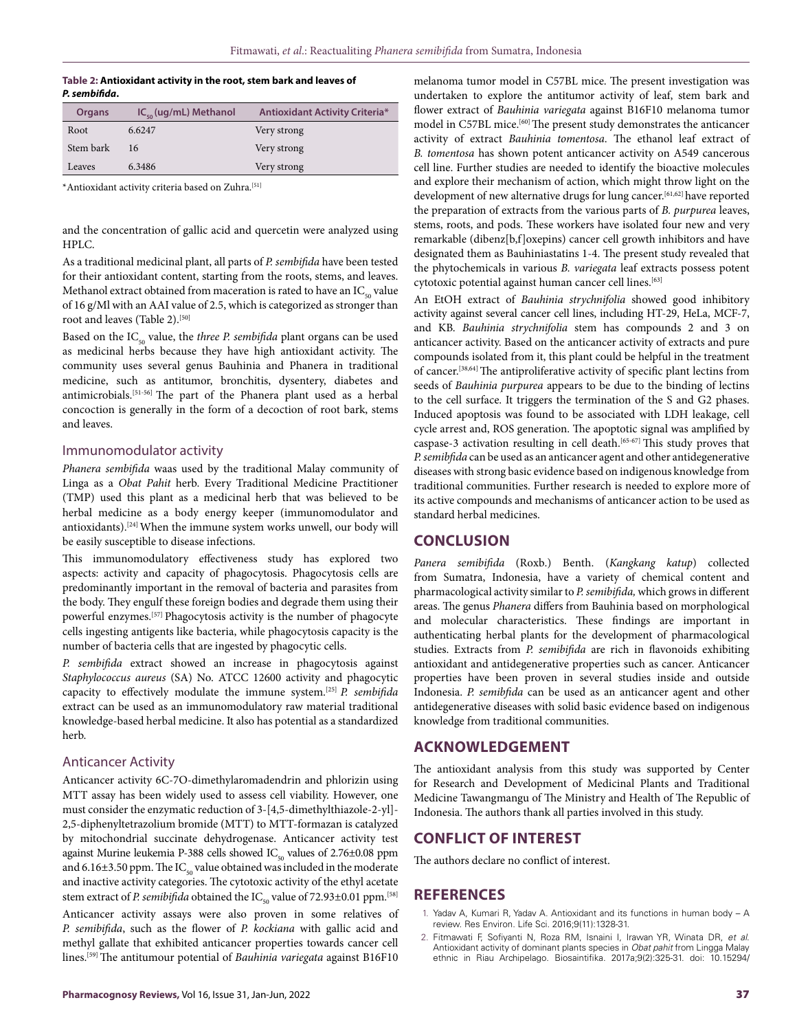**Table 2: Antioxidant activity in the root, stem bark and leaves of *P. sembifida*.**

| Organs | $IC_{50}$ (ug/mL) Methanol | Antioxidant Activity Criteria* |
| --- | --- | --- |
| Root | 6.6247 | Very strong |
| Stem bark | 16 | Very strong |
| Leaves | 6.3486 | Very strong |

*Antioxidant activity criteria based on Zuhra.[51]

and the concentration of gallic acid and quercetin were analyzed using HPLC.

As a traditional medicinal plant, all parts of *P. sembifida* have been tested for their antioxidant content, starting from the roots, stems, and leaves. Methanol extract obtained from maceration is rated to have an $IC_{50}$ value of 16 g/Ml with an AAI value of 2.5, which is categorized as stronger than root and leaves (Table 2).[50]

Based on the $IC_{50}$ value, the *three P. sembifida* plant organs can be used as medicinal herbs because they have high antioxidant activity. The community uses several genus Bauhinia and Phanera in traditional medicine, such as antitumor, bronchitis, dysentery, diabetes and antimicrobials.[51-56] The part of the Phanera plant used as a herbal concoction is generally in the form of a decoction of root bark, stems and leaves.

### Immunomodulator activity

*Phanera sembifida* waas used by the traditional Malay community of Linga as a *Obat Pahit* herb. Every Traditional Medicine Practitioner (TMP) used this plant as a medicinal herb that was believed to be herbal medicine as a body energy keeper (immunomodulator and antioxidants).[24] When the immune system works unwell, our body will be easily susceptible to disease infections.

This immunomodulatory effectiveness study has explored two aspects: activity and capacity of phagocytosis. Phagocytosis cells are predominantly important in the removal of bacteria and parasites from the body. They engulf these foreign bodies and degrade them using their powerful enzymes.[57] Phagocytosis activity is the number of phagocyte cells ingesting antigens like bacteria, while phagocytosis capacity is the number of bacteria cells that are ingested by phagocytic cells.

*P. sembifida* extract showed an increase in phagocytosis against *Staphylococcus aureus* (SA) No. ATCC 12600 activity and phagocytic capacity to effectively modulate the immune system.[25] *P. sembifida* extract can be used as an immunomodulatory raw material traditional knowledge-based herbal medicine. It also has potential as a standardized herb.

### Anticancer Activity

Anticancer activity 6C-7O-dimethylaromadendrin and phlorizin using MTT assay has been widely used to assess cell viability. However, one must consider the enzymatic reduction of 3-[4,5-dimethylthiazole-2-yl]-2,5-diphenyltetrazolium bromide (MTT) to MTT-formazan is catalyzed by mitochondrial succinate dehydrogenase. Anticancer activity test against Murine leukemia P-388 cells showed $IC_{50}$ values of 2.76±0.08 ppm and 6.16±3.50 ppm. The $IC_{50}$ value obtained was included in the moderate and inactive activity categories. The cytotoxic activity of the ethyl acetate stem extract of *P. semibifida* obtained the $IC_{50}$ value of 72.93±0.01 ppm.[58]

Anticancer activity assays were also proven in some relatives of *P. semibifida*, such as the flower of *P. kockiana* with gallic acid and methyl gallate that exhibited anticancer properties towards cancer cell lines.[59] The antitumour potential of *Bauhinia variegata* against B16F10 melanoma tumor model in C57BL mice. The present investigation was undertaken to explore the antitumor activity of leaf, stem bark and flower extract of *Bauhinia variegata* against B16F10 melanoma tumor model in C57BL mice.[60] The present study demonstrates the anticancer activity of extract *Bauhinia tomentosa*. The ethanol leaf extract of *B. tomentosa* has shown potent anticancer activity on A549 cancerous cell line. Further studies are needed to identify the bioactive molecules and explore their mechanism of action, which might throw light on the development of new alternative drugs for lung cancer.[61,62] have reported the preparation of extracts from the various parts of *B. purpurea* leaves, stems, roots, and pods. These workers have isolated four new and very remarkable (dibenz[b,f]oxepins) cancer cell growth inhibitors and have designated them as Bauhiniastatins 1-4. The present study revealed that the phytochemicals in various *B. variegata* leaf extracts possess potent cytotoxic potential against human cancer cell lines.[63]

An EtOH extract of *Bauhinia strychnifolia* showed good inhibitory activity against several cancer cell lines, including HT-29, HeLa, MCF-7, and KB. *Bauhinia strychnifolia* stem has compounds 2 and 3 on anticancer activity. Based on the anticancer activity of extracts and pure compounds isolated from it, this plant could be helpful in the treatment of cancer.[38,64] The antiproliferative activity of specific plant lectins from seeds of *Bauhinia purpurea* appears to be due to the binding of lectins to the cell surface. It triggers the termination of the S and G2 phases. Induced apoptosis was found to be associated with LDH leakage, cell cycle arrest and, ROS generation. The apoptotic signal was amplified by caspase-3 activation resulting in cell death.[65-67] This study proves that *P. semibfida* can be used as an anticancer agent and other antidegenerative diseases with strong basic evidence based on indigenous knowledge from traditional communities. Further research is needed to explore more of its active compounds and mechanisms of anticancer action to be used as standard herbal medicines.

## CONCLUSION

*Panera semibifida* (Roxb.) Benth. (*Kangkang katup*) collected from Sumatra, Indonesia, have a variety of chemical content and pharmacological activity similar to *P. semibifida*, which grows in different areas. The genus *Phanera* differs from Bauhinia based on morphological and molecular characteristics. These findings are important in authenticating herbal plants for the development of pharmacological studies. Extracts from *P. semibifida* are rich in flavonoids exhibiting antioxidant and antidegenerative properties such as cancer. Anticancer properties have been proven in several studies inside and outside Indonesia. *P. semibfida* can be used as an anticancer agent and other antidegenerative diseases with solid basic evidence based on indigenous knowledge from traditional communities.

## ACKNOWLEDGEMENT

The antioxidant analysis from this study was supported by Center for Research and Development of Medicinal Plants and Traditional Medicine Tawangmangu of The Ministry and Health of The Republic of Indonesia. The authors thank all parties involved in this study.

## CONFLICT OF INTEREST

The authors declare no conflict of interest.

## REFERENCES

1. Yadav A, Kumari R, Yadav A. Antioxidant and its functions in human body – A review. Res Environ. Life Sci. 2016;9(11):1328-31.
2. Fitmawati F, Sofiyanti N, Roza RM, Isnaini I, Irawan YR, Winata DR, *et al.* Antioxidant activity of dominant plants species in *Obat pahit* from Lingga Malay ethnic in Riau Archipelago. Biosaintifika. 2017a;9(2):325-31. doi: 10.15294/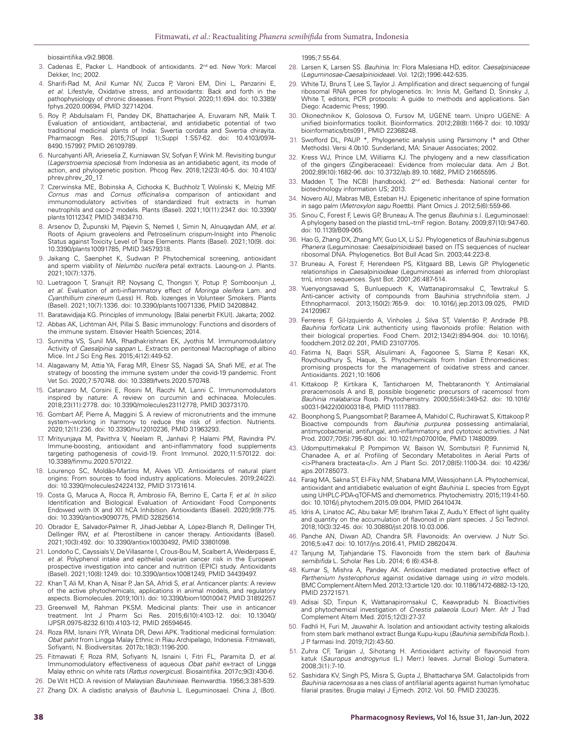biosaintifika.v9i2.9808.

3. Cadenas E, Packer L. Handbook of antioxidants. 2nd ed. New York: Marcel Dekker, Inc; 2002.
4. Sharifi-Rad M, Anil Kumar NV, Zucca P, Varoni EM, Dini L, Panzarini E, *et al.* Lifestyle, Oxidative stress, and antioxidants: Back and forth in the pathophysiology of chronic diseases. Front Physiol. 2020;11:694. doi: 10.3389/fphys.2020.00694, PMID 32714204.
5. Roy P, Abdulsalam FI, Pandey DK, Bhattacharjee A, Eruvaram NR, Malik T. Evaluation of antioxidant, antibacterial, and antidiabetic potential of two traditional medicinal plants of India: Swertia cordata and Swertia chirayita. Pharmacogn Res. 2015;7(Suppl 1);Suppl 1:S57-62. doi: 10.4103/0974-8490.157997, PMID 26109789.
6. Nurcahyanti AR, Arieselia Z, Kurniawan SV, Sofyan F, Wink M. Revisiting bungur (*Lagerstroemia speciosa*) from Indonesia as an antidiabetic agent, its mode of action, and phylogenetic position. Phcog Rev. 2018;12(23):40-5. doi: 10.4103/phrev.phrev_20_17.
7. Czerwinska ME, Bobinska A, Cichocka K, Buchholz T, Wolinski K, Melzig MF. *Cornus mas* and *Cornus officinalis*-a comparison of antioxidant and immunomodulatory activities of standardized fruit extracts in human neutrophils and caco-2 models. Plants (Basel). 2021;10(11):2347. doi: 10.3390/plants10112347, PMID 34834710.
8. Arsenov D, Župunski M, Pajevin S, Nemeš I, Simin N, Alnuqaydan AM, *et al.* Roots of Apium graveolens and Petroselinum crispum-Insight into Phenolic Status against Toxicity Level of Trace Elements. Plants (Basel). 2021;10(9). doi: 10.3390/plants10091785, PMID 34579318.
9. Jaikang C, Saenphet K, Sudwan P. Phytochemical screening, antioxidant and sperm viability of *Nelumbo nucifera* petal extracts. Laoung-on J. Plants. 2021;10(7):1375.
10. Luetragoon T, Sranujit RP, Noysang C, Thongsri Y, Potup P, Somboonjun J, *et al.* Evaluation of anti-inflammatory effect of *Moringa oleifera* Lam. and *Cyanthillium cinereum* (Less) H. Rob. lozenges in Volunteer Smokers. Plants (Basel). 2021;10(7):1336. doi: 10.3390/plants10071336, PMID 34208842.
11. Baratawidjaja KG. Principles of immunology. [Balai penerbit FKUI]. Jakarta; 2002.
12. Abbas AK, Lichtman AH, Pillai S. Basic immunology: Functions and disorders of the immune system. Elsevier Health Sciences; 2014.
13. Sunnitha VS, Sunil MA, Rhadhakrishnan EK, Jyothis M. Immunomodulatory Activity of *Caesalpinia sappan* L. Extracts on peritoneal Macrophage of albino Mice. Int J Sci Eng Res. 2015;4(12):449-52.
14. Alagawany M, Attia YA, Farag MR, Elnesr SS, Nagadi SA, Shafi ME, *et al.* The strategy of boosting the immune system under the covid-19 pandemic. Front Vet Sci. 2020;7:570748. doi: 10.3389/fvets.2020.570748.
15. Catanzaro M, Corsini E, Rosini M, Racchi M, Lanni C. Immunomodulators inspired by nature: A review on curcumin and echinacea. Molecules. 2018;23(11):2778. doi: 10.3390/molecules23112778, PMID 30373170.
16. Gombart AF, Pierre A, Maggini S. A review of micronutrients and the immune system–working in harmony to reduce the risk of infection. Nutrients. 2020;12(1):236. doi: 10.3390/nu12010236, PMID 31963293.
17. Mrityunjaya M, Pavithra V, Neelam R, Janhavi P, Halami PM, Ravindra PV. Immune-boosting, antioxidant and anti-inflammatory food supplements targeting pathogenesis of covid-19. Front Immunol. 2020;11:570122. doi: 10.3389/fimmu.2020.570122.
18. Lourenço SC, Moldão-Martins M, Alves VD. Antioxidants of natural plant origins: From sources to food industry applications. Molecules. 2019;24(22). doi: 10.3390/molecules24224132, PMID 31731614.
19. Costa G, Maruca A, Rocca R, Ambrosio FA, Berrino E, Carta F, *et al. In silico* Identification and Biological Evaluation of Antioxidant Food Components Endowed with IX and XII hCA Inhibition. Antioxidants (Basel). 2020;9(9):775. doi: 10.3390/antiox9090775, PMID 32825614.
20. Obrador E, Salvador-Palmer R, Jihad-Jebbar A, López-Blanch R, Dellinger TH, Dellinger RW, *et al.* Pterostilbene in cancer therapy. Antioxidants (Basel). 2021;10(3):492. doi: 10.3390/antiox10030492, PMID 33801098.
21. Londoño C, Cayssials V, De Villasante I, Crous-Bou M, Scalbert A, Weiderpass E, *et al.* Polyphenol intake and epithelial ovarian cancer risk in the European prospective investigation into cancer and nutrition (EPIC) study. Antioxidants (Basel). 2021;10(8):1249. doi: 10.3390/antiox10081249, PMID 34439497.
22. Khan T, Ali M, Khan A, Nisar P, Jan SA, Afridi S, *et al.* Anticancer plants: A review of the active phytochemicals, applications in animal models, and regulatory aspects. Biomolecules. 2019;10(1). doi: 10.3390/biom10010047, PMID 31892257.
23. Greenwell M, Rahman PKSM. Medicinal plants: Their use in anticancer treatment. Int J Pharm Sci Res. 2015;6(10):4103-12. doi: 10.13040/IJPSR.0975-8232.6(10).4103-12, PMID 26594645.
24. Roza RM, Isnaini IYR, Winata DR, Dewi APK. Traditional medicinal formulation: *Obat pahit* from Lingga Malay Ethnic in Riau Archipelago, Indonesia. Fitmawati, Sofiyanti, N. Biodiversitas. 2017b;18(3):1196-200.
25. Fitmawati F, Roza RM, Sofiyanti N, Isnaini I, Fitri FL, Paramita D, *et al.* Immunomodulatory effectiveness of aqueous *Obat pahit* ex-tract of Lingga Malay ethnic on white rats (*Rattus novergicus*). Biosaintifika. 2017c;9(3):430-6.
26. De Wit HCD. A revision of Malaysian *Bauhinieae*. Reinwardtia. 1956;3:381-539.
27. Zhang DX. A cladistic analysis of *Bauhinia* L. (Leguminosae). China J, (Bot). 1995;7:55-64.
28. Larsen K, Larsen SS. *Bauhinia*. In: Flora Malesiana HD, editor. *Caesalpiniaceae* (*Leguminosae-Caesalpinioideae*). Vol. 12(2);1996:442-535.
29. White TJ, Bruns T, Lee S, Taylor J. Amplification and direct sequencing of fungal ribosomal RNA genes for phylogenetics. In: Innis M, Gelfand D, Sninsky J, White T, editors, PCR protocols: A guide to methods and applications. San Diego: Academic Press; 1990.
30. Okonechnikov K, Golosova O, Fursov M, UGENE team. Unipro UGENE: A unified bioinformatics toolkit. Bioinformatics. 2012;28(8):1166-7. doi: 10.1093/bioinformatics/bts091, PMID 22368248.
31. Swofford DL, PAUP. *, Phylogenetic analysis using Parsimony (* and Other Methods). Versi 4.0b10. Sunderland, MA: Sinauer Associates; 2002.
32. Kress WJ, Prince LM, Williams KJ. The phylogeny and a new classification of the gingers (Zingiberaceae): Evidence from molecular data. Am J Bot. 2002;89(10):1682-96. doi: 10.3732/ajb.89.10.1682, PMID 21665595.
33. Madden T, The NCBI [handbook]. 2nd ed. Bethesda: National center for biotechnology information US; 2013.
34. Novero AU, Mabras MB, Esteban HJ. Epigenetic inheritance of spine formation in sago palm (*Metroxylon sagu* Roettb). Plant Omics J. 2012;5(6):559-66.
35. Sinou C, Forest F, Lewis GP, Bruneau A. The genus *Bauhinia* s.l. (Leguminosae): A phylogeny based on the plastid trnL–trnF region. Botany. 2009;87(10):947-60. doi: 10.1139/B09-065.
36. Hao G, Zhang DX, Zhang MY, Guo LX, Li SJ. Phylogenetics of *Bauhinia* subgenus *Phanera* (Leguminosae: *Caesalpinioideae*) based on ITS sequences of nuclear ribosomal DNA. Phylogenetics. Bot Bull Acad Sin. 2003;44:223-8.
37. Bruneau A, Forest F, Herendeen PS, Klitgaard BB, Lewis GP. Phylogenetic relationships in *Caesalpinioideae* (Leguminosae) as inferred from chloroplast trnL intron sequences. Syst Bot. 2001;26:487-514.
38. Yuenyongsawad S, Bunluepuech K, Wattanapiromsakul C, Tewtrakul S. Anti-cancer activity of compounds from Bauhinia strychnifolia stem. J Ethnopharmacol. 2013;150(2):765-9. doi: 10.1016/j.jep.2013.09.025, PMID 24120967.
39. Ferreres F, Gil-Izquierdo A, Vinholes J, Silva ST, Valentão P, Andrade PB. *Bauhinia forficata* Link authenticity using flavonoids profile: Relation with their biological properties. Food Chem. 2012;134(2):894-904. doi: 10.1016/j.foodchem.2012.02.201, PMID 23107705.
40. Fatima N, Baqri SSR, Alsulimani A, Fagoonee S, Slama P, Kesari KK, Roychoudhury S, Haque, S. Phytochemicals from Indian Ethnomedicines: promising prospects for the management of oxidative stress and cancer. Antioxidants. 2021;10:1606
41. Kittakoop P, Kirtikara K, Tanticharoen M, Thebtaranonth Y. Antimalarial preracemosols A and B, possible biogenetic precursors of racemosol from *Bauhinia malabarica* Roxb. Phytochemistry. 2000;55(4):349-52. doi: 10.1016/s0031-9422(00)00318-6, PMID 11117883.
42. Boonphong S, Puangsombat P, Baramee A, Mahidol C, Ruchirawat S, Kittakoop P. Bioactive compounds from *Bauhinia purpurea* possessing antimalarial, antimycobacterial, antifungal, anti-inflammatory, and cytotoxic activities. J Nat Prod. 2007;70(5):795-801. doi: 10.1021/np070010e, PMID 17480099.
43. Udomputtimekakul P, Pompimon W, Baison W, Sombutsiri P, Funnimid N, Chanadee A, *et al.* Profiling of Secondary Metabolites in Aerial Parts of <i>Phanera bracteata</i>. Am J Plant Sci. 2017;08(5):1100-34. doi: 10.4236/ajps.2017.85073.
44. Farag MA, Sakna ST, El-Fiky NM, Shabana MM, Wessjohann LA. Phytochemical, antioxidant and antidiabetic evaluation of eight *Bauhinia L.* species from Egypt using UHPLC-PDA-qTOF-MS and chemometrics. Phytochemistry. 2015;119:41-50. doi: 10.1016/j.phytochem.2015.09.004, PMID 26410474.
45. Idris A, Linatoc AC, Abu bakar MF, Ibrahim Takai Z, Audu Y. Effect of light quality and quantity on the accumulation of flavonoid in plant species. J Sci Technol. 2018;10(3):32-45. doi: 10.30880/jst.2018.10.03.006.
46. Panche AN, Diwan AD, Chandra SR. Flavonoids: An overview. J Nutr Sci. 2016;5:e47. doi: 10.1017/jns.2016.41, PMID 28620474.
47. Tanjung M, Tjahjandarie TS. Flavonoids from the stem bark of *Bauhinia semibifida* L. Scholar Res Lib. 2014; 6 (6):434-8.
48. Kumar S, Mishra A, Pandey AK. Antioxidant mediated protective effect of *Parthenium hysterophorus* against oxidative damage using *in vitro* models. BMC Complement Altern Med. 2013;13:article 120. doi: 10.1186/1472-6882-13-120, PMID 23721571.
49. Adisai SD, Tinpun K, Wattanapiromsakul C, Keawpradub N. Bioactivities and phytochemical investigation of *Cnestis palaeola* (Lour) Merr. Afr J Trad Complement Altern Med. 2015;12(3):27-37.
50. Fadhli H, Furi M, Jauwahir A. Isolation and antioxidant activity testing alkaloids from stem bark methanol extract Bunga Kupu-kupu (*Bauhinia semibifida* Roxb.). J P farmasi Ind. 2019;7(2):43-50.
51. Zuhra CF, Tarigan J, Sihotang H. Antioxidant activity of flavonoid from katuk (*Sauropus androgynus* (L.) Merr.) leaves. Jurnal Biologi Sumatera. 2008;3(1):7-10.
52. Sashidara KV, Singh PS, Misra S, Gupta J, Bhattacharya SM. Galactolipids from *Bauhinia racemosa* as a nes class of antifilarial agents against human lymohatuc filarial prasites. Brugia malayi J Ejmech. 2012. Vol. 50. PMID 230235.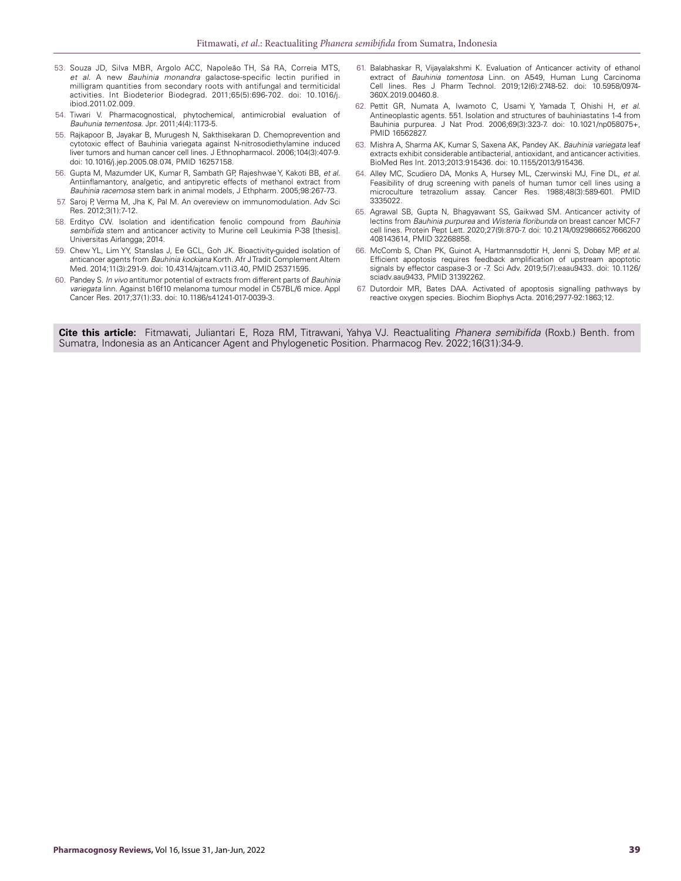53. Souza JD, Silva MBR, Argolo ACC, Napoleão TH, Sá RA, Correia MTS, *et al.* A new *Bauhinia monandra* galactose-specific lectin purified in milligram quantities from secondary roots with antifungal and termiticidal activities. Int Biodeterior Biodegrad. 2011;65(5):696-702. doi: 10.1016/j.ibiod.2011.02.009.
54. Tiwari V. Pharmacognostical, phytochemical, antimicrobial evaluation of *Bauhunia tementosa*. Jpr. 2011;4(4):1173-5.
55. Rajkapoor B, Jayakar B, Murugesh N, Sakthisekaran D. Chemoprevention and cytotoxic effect of Bauhinia variegata against N-nitrosodiethylamine induced liver tumors and human cancer cell lines. J Ethnopharmacol. 2006;104(3):407-9. doi: 10.1016/j.jep.2005.08.074, PMID 16257158.
56. Gupta M, Mazumder UK, Kumar R, Sambath GP, Rajeshwae Y, Kakoti BB, *et al.* Antiinflamantory, analgetic, and antipyretic effects of methanol extract from *Bauhinia racemosa* stem bark in animal models, J Ethpharm. 2005;98:267-73.
57. Saroj P, Verma M, Jha K, Pal M. An overeview on immunomodulation. Adv Sci Res. 2012;3(1):7-12.
58. Erdityo CW. Isolation and identification fenolic compound from *Bauhinia sembifida* stem and anticancer activity to Murine cell Leukimia P-38 [thesis]. Universitas Airlangga; 2014.
59. Chew YL, Lim YY, Stanslas J, Ee GCL, Goh JK. Bioactivity-guided isolation of anticancer agents from *Bauhinia kockiana* Korth. Afr J Tradit Complement Altern Med. 2014;11(3):291-9. doi: 10.4314/ajtcam.v11i3.40, PMID 25371595.
60. Pandey S. *In vivo* antitumor potential of extracts from different parts of *Bauhinia variegata* linn. Against b16f10 melanoma tumour model in C57BL/6 mice. Appl Cancer Res. 2017;37(1):33. doi: 10.1186/s41241-017-0039-3.
61. Balabhaskar R, Vijayalakshmi K. Evaluation of Anticancer activity of ethanol extract of *Bauhinia tomentosa* Linn. on A549, Human Lung Carcinoma Cell lines. Res J Pharm Technol. 2019;12(6):2748-52. doi: 10.5958/0974-360X.2019.00460.8.
62. Pettit GR, Numata A, Iwamoto C, Usami Y, Yamada T, Ohishi H, *et al.* Antineoplastic agents. 551. Isolation and structures of bauhiniastatins 1-4 from Bauhinia purpurea. J Nat Prod. 2006;69(3):323-7. doi: 10.1021/np058075+, PMID 16562827.
63. Mishra A, Sharma AK, Kumar S, Saxena AK, Pandey AK. *Bauhinia variegata* leaf extracts exhibit considerable antibacterial, antioxidant, and anticancer activities. BioMed Res Int. 2013;2013:915436. doi: 10.1155/2013/915436.
64. Alley MC, Scudiero DA, Monks A, Hursey ML, Czerwinski MJ, Fine DL, *et al.* Feasibility of drug screening with panels of human tumor cell lines using a microculture tetrazolium assay. Cancer Res. 1988;48(3):589-601. PMID 3335022.
65. Agrawal SB, Gupta N, Bhagyawant SS, Gaikwad SM. Anticancer activity of lectins from *Bauhinia purpurea* and *Wisteria floribunda* on breast cancer MCF-7 cell lines. Protein Pept Lett. 2020;27(9):870-7. doi: 10.2174/0929866527666200408143614, PMID 32268858.
66. McComb S, Chan PK, Guinot A, Hartmannsdottir H, Jenni S, Dobay MP, *et al.* Efficient apoptosis requires feedback amplification of upstream apoptotic signals by effector caspase-3 or -7. Sci Adv. 2019;5(7):eaau9433. doi: 10.1126/sciadv.aau9433, PMID 31392262.
67. Dutordoir MR, Bates DAA. Activated of apoptosis signalling pathways by reactive oxygen species. Biochim Biophys Acta. 2016;2977-92:1863;12.

**Cite this article:** Fitmawati, Juliantari E, Roza RM, Titrawani, Yahya VJ. Reactualiting *Phanera semibifida* (Roxb.) Benth. from Sumatra, Indonesia as an Anticancer Agent and Phylogenetic Position. Pharmacog Rev. 2022;16(31):34-9.